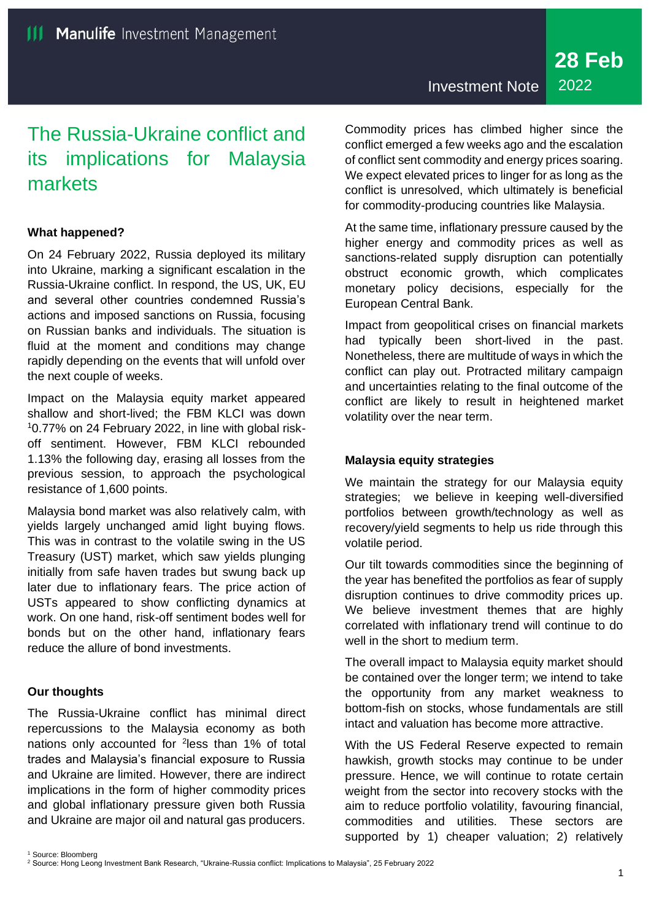Manulife Investment Management

Investment Note

**28 Feb 2022**

# The Russia-Ukraine conflict and its implications for Malaysia markets

### What happened?

On 24 February 2022, Russia deployed its military into Ukraine, marking a significant escalation in the Russia-Ukraine conflict. In respond, the US, UK, EU and several other countries condemned Russia's actions and imposed sanctions on Russia, focusing on Russian banks and individuals. The situation is fluid at the moment and conditions may change rapidly depending on the events that will unfold over the next couple of weeks.

Impact on the Malaysia equity market appeared shallow and short-lived; the FBM KLCI was down [1]0.77% on 24 February 2022, in line with global risk-off sentiment. However, FBM KLCI rebounded 1.13% the following day, erasing all losses from the previous session, to approach the psychological resistance of 1,600 points.

Malaysia bond market was also relatively calm, with yields largely unchanged amid light buying flows. This was in contrast to the volatile swing in the US Treasury (UST) market, which saw yields plunging initially from safe haven trades but swung back up later due to inflationary fears. The price action of USTs appeared to show conflicting dynamics at work. On one hand, risk-off sentiment bodes well for bonds but on the other hand, inflationary fears reduce the allure of bond investments.

### Our thoughts

The Russia-Ukraine conflict has minimal direct repercussions to the Malaysia economy as both nations only accounted for [2]less than 1% of total trades and Malaysia's financial exposure to Russia and Ukraine are limited. However, there are indirect implications in the form of higher commodity prices and global inflationary pressure given both Russia and Ukraine are major oil and natural gas producers.

Commodity prices has climbed higher since the conflict emerged a few weeks ago and the escalation of conflict sent commodity and energy prices soaring. We expect elevated prices to linger for as long as the conflict is unresolved, which ultimately is beneficial for commodity-producing countries like Malaysia.

At the same time, inflationary pressure caused by the higher energy and commodity prices as well as sanctions-related supply disruption can potentially obstruct economic growth, which complicates monetary policy decisions, especially for the European Central Bank.

Impact from geopolitical crises on financial markets had typically been short-lived in the past. Nonetheless, there are multitude of ways in which the conflict can play out. Protracted military campaign and uncertainties relating to the final outcome of the conflict are likely to result in heightened market volatility over the near term.

### Malaysia equity strategies

We maintain the strategy for our Malaysia equity strategies; we believe in keeping well-diversified portfolios between growth/technology as well as recovery/yield segments to help us ride through this volatile period.

Our tilt towards commodities since the beginning of the year has benefited the portfolios as fear of supply disruption continues to drive commodity prices up. We believe investment themes that are highly correlated with inflationary trend will continue to do well in the short to medium term.

The overall impact to Malaysia equity market should be contained over the longer term; we intend to take the opportunity from any market weakness to bottom-fish on stocks, whose fundamentals are still intact and valuation has become more attractive.

With the US Federal Reserve expected to remain hawkish, growth stocks may continue to be under pressure. Hence, we will continue to rotate certain weight from the sector into recovery stocks with the aim to reduce portfolio volatility, favouring financial, commodities and utilities. These sectors are supported by 1) cheaper valuation; 2) relatively

[1] Source: Bloomberg
[2] Source: Hong Leong Investment Bank Research, "Ukraine-Russia conflict: Implications to Malaysia", 25 February 2022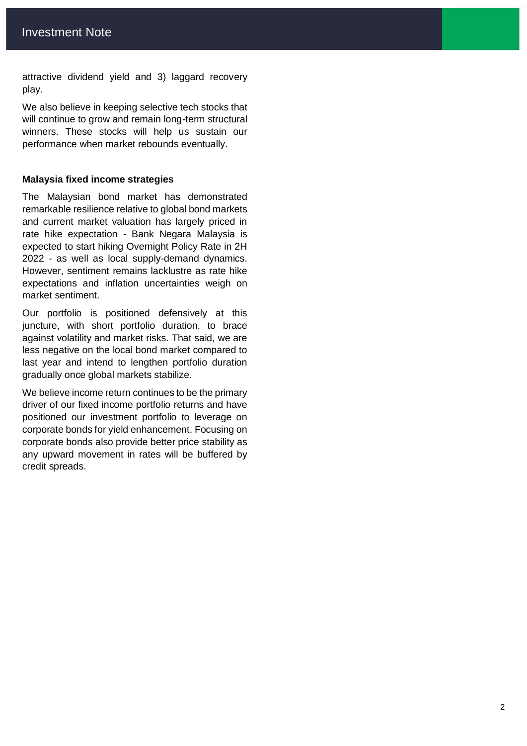attractive dividend yield and 3) laggard recovery play.

We also believe in keeping selective tech stocks that will continue to grow and remain long-term structural winners. These stocks will help us sustain our performance when market rebounds eventually.

**Malaysia fixed income strategies**

The Malaysian bond market has demonstrated remarkable resilience relative to global bond markets and current market valuation has largely priced in rate hike expectation - Bank Negara Malaysia is expected to start hiking Overnight Policy Rate in 2H 2022 - as well as local supply-demand dynamics. However, sentiment remains lacklustre as rate hike expectations and inflation uncertainties weigh on market sentiment.

Our portfolio is positioned defensively at this juncture, with short portfolio duration, to brace against volatility and market risks. That said, we are less negative on the local bond market compared to last year and intend to lengthen portfolio duration gradually once global markets stabilize.

We believe income return continues to be the primary driver of our fixed income portfolio returns and have positioned our investment portfolio to leverage on corporate bonds for yield enhancement. Focusing on corporate bonds also provide better price stability as any upward movement in rates will be buffered by credit spreads.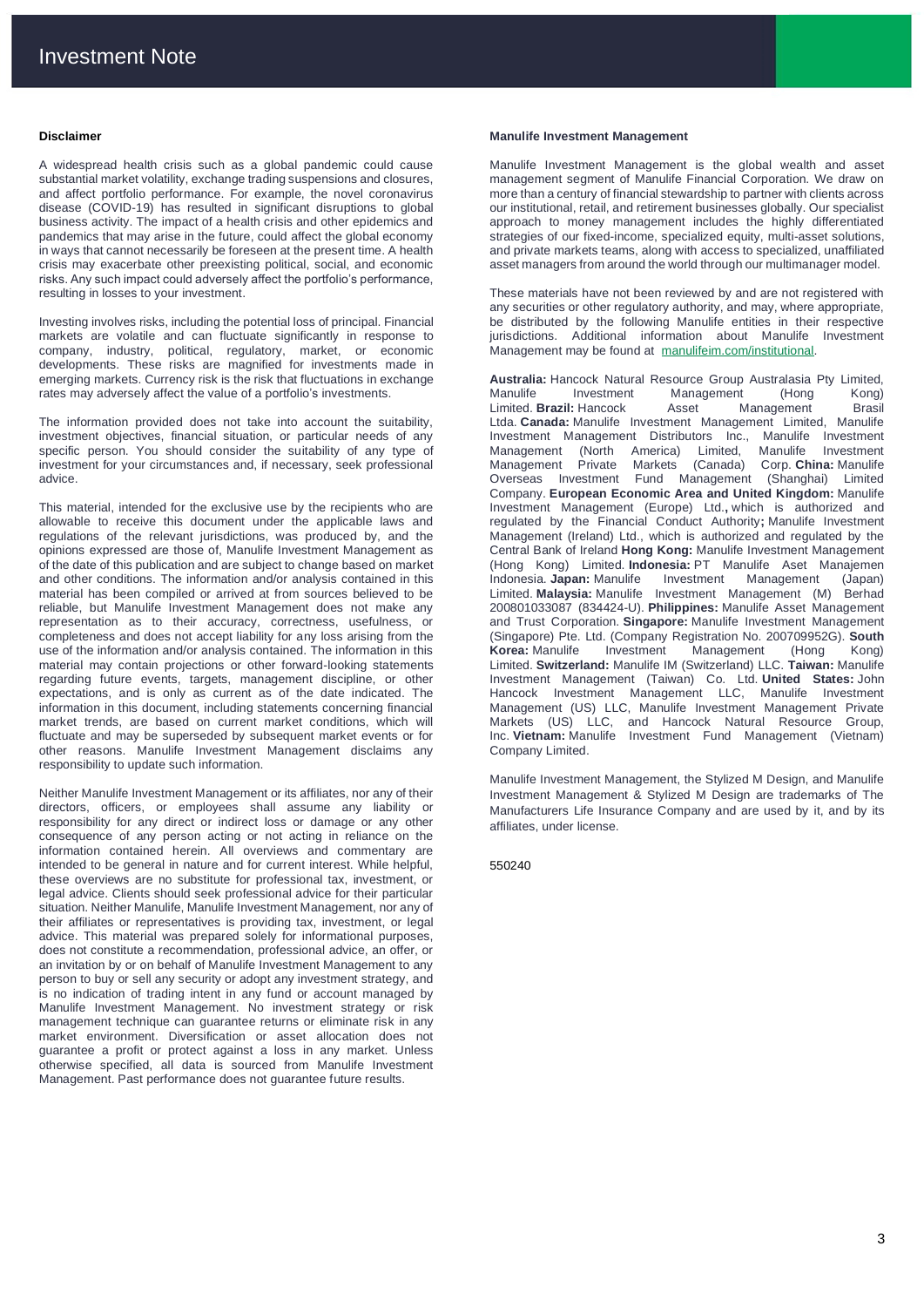# Investment Note

**Disclaimer**

A widespread health crisis such as a global pandemic could cause substantial market volatility, exchange trading suspensions and closures, and affect portfolio performance. For example, the novel coronavirus disease (COVID-19) has resulted in significant disruptions to global business activity. The impact of a health crisis and other epidemics and pandemics that may arise in the future, could affect the global economy in ways that cannot necessarily be foreseen at the present time. A health crisis may exacerbate other preexisting political, social, and economic risks. Any such impact could adversely affect the portfolio's performance, resulting in losses to your investment.

Investing involves risks, including the potential loss of principal. Financial markets are volatile and can fluctuate significantly in response to company, industry, political, regulatory, market, or economic developments. These risks are magnified for investments made in emerging markets. Currency risk is the risk that fluctuations in exchange rates may adversely affect the value of a portfolio's investments.

The information provided does not take into account the suitability, investment objectives, financial situation, or particular needs of any specific person. You should consider the suitability of any type of investment for your circumstances and, if necessary, seek professional advice.

This material, intended for the exclusive use by the recipients who are allowable to receive this document under the applicable laws and regulations of the relevant jurisdictions, was produced by, and the opinions expressed are those of, Manulife Investment Management as of the date of this publication and are subject to change based on market and other conditions. The information and/or analysis contained in this material has been compiled or arrived at from sources believed to be reliable, but Manulife Investment Management does not make any representation as to their accuracy, correctness, usefulness, or completeness and does not accept liability for any loss arising from the use of the information and/or analysis contained. The information in this material may contain projections or other forward-looking statements regarding future events, targets, management discipline, or other expectations, and is only as current as of the date indicated. The information in this document, including statements concerning financial market trends, are based on current market conditions, which will fluctuate and may be superseded by subsequent market events or for other reasons. Manulife Investment Management disclaims any responsibility to update such information.

Neither Manulife Investment Management or its affiliates, nor any of their directors, officers, or employees shall assume any liability or responsibility for any direct or indirect loss or damage or any other consequence of any person acting or not acting in reliance on the information contained herein. All overviews and commentary are intended to be general in nature and for current interest. While helpful, these overviews are no substitute for professional tax, investment, or legal advice. Clients should seek professional advice for their particular situation. Neither Manulife, Manulife Investment Management, nor any of their affiliates or representatives is providing tax, investment, or legal advice. This material was prepared solely for informational purposes, does not constitute a recommendation, professional advice, an offer, or an invitation by or on behalf of Manulife Investment Management to any person to buy or sell any security or adopt any investment strategy, and is no indication of trading intent in any fund or account managed by Manulife Investment Management. No investment strategy or risk management technique can guarantee returns or eliminate risk in any market environment. Diversification or asset allocation does not guarantee a profit or protect against a loss in any market. Unless otherwise specified, all data is sourced from Manulife Investment Management. Past performance does not guarantee future results.

**Manulife Investment Management**

Manulife Investment Management is the global wealth and asset management segment of Manulife Financial Corporation. We draw on more than a century of financial stewardship to partner with clients across our institutional, retail, and retirement businesses globally. Our specialist approach to money management includes the highly differentiated strategies of our fixed-income, specialized equity, multi-asset solutions, and private markets teams, along with access to specialized, unaffiliated asset managers from around the world through our multimanager model.

These materials have not been reviewed by and are not registered with any securities or other regulatory authority, and may, where appropriate, be distributed by the following Manulife entities in their respective jurisdictions. Additional information about Manulife Investment Management may be found at manulifeim.com/institutional.

**Australia:** Hancock Natural Resource Group Australasia Pty Limited, Manulife Investment Management (Hong Kong) Limited. **Brazil:** Hancock Asset Management Brasil Ltda. **Canada:** Manulife Investment Management Limited, Manulife Investment Management Distributors Inc., Manulife Investment Management (North America) Limited, Manulife Investment Management Private Markets (Canada) Corp. **China:** Manulife Overseas Investment Fund Management (Shanghai) Limited Company. **European Economic Area and United Kingdom:** Manulife Investment Management (Europe) Ltd., which is authorized and regulated by the Financial Conduct Authority**;** Manulife Investment Management (Ireland) Ltd., which is authorized and regulated by the Central Bank of Ireland **Hong Kong:** Manulife Investment Management (Hong Kong) Limited. **Indonesia:** PT Manulife Aset Manajemen Indonesia. **Japan:** Manulife Investment Management (Japan) Limited. **Malaysia:** Manulife Investment Management (M) Berhad 200801033087 (834424-U). **Philippines:** Manulife Asset Management and Trust Corporation. **Singapore:** Manulife Investment Management (Singapore) Pte. Ltd. (Company Registration No. 200709952G). **South Korea:** Manulife Investment Management (Hong Kong) Limited. **Switzerland:** Manulife IM (Switzerland) LLC. **Taiwan:** Manulife Investment Management (Taiwan) Co. Ltd. **United States:** John Hancock Investment Management LLC, Manulife Investment Management (US) LLC, Manulife Investment Management Private Markets (US) LLC, and Hancock Natural Resource Group, Inc. **Vietnam:** Manulife Investment Fund Management (Vietnam) Company Limited.

Manulife Investment Management, the Stylized M Design, and Manulife Investment Management & Stylized M Design are trademarks of The Manufacturers Life Insurance Company and are used by it, and by its affiliates, under license.

550240